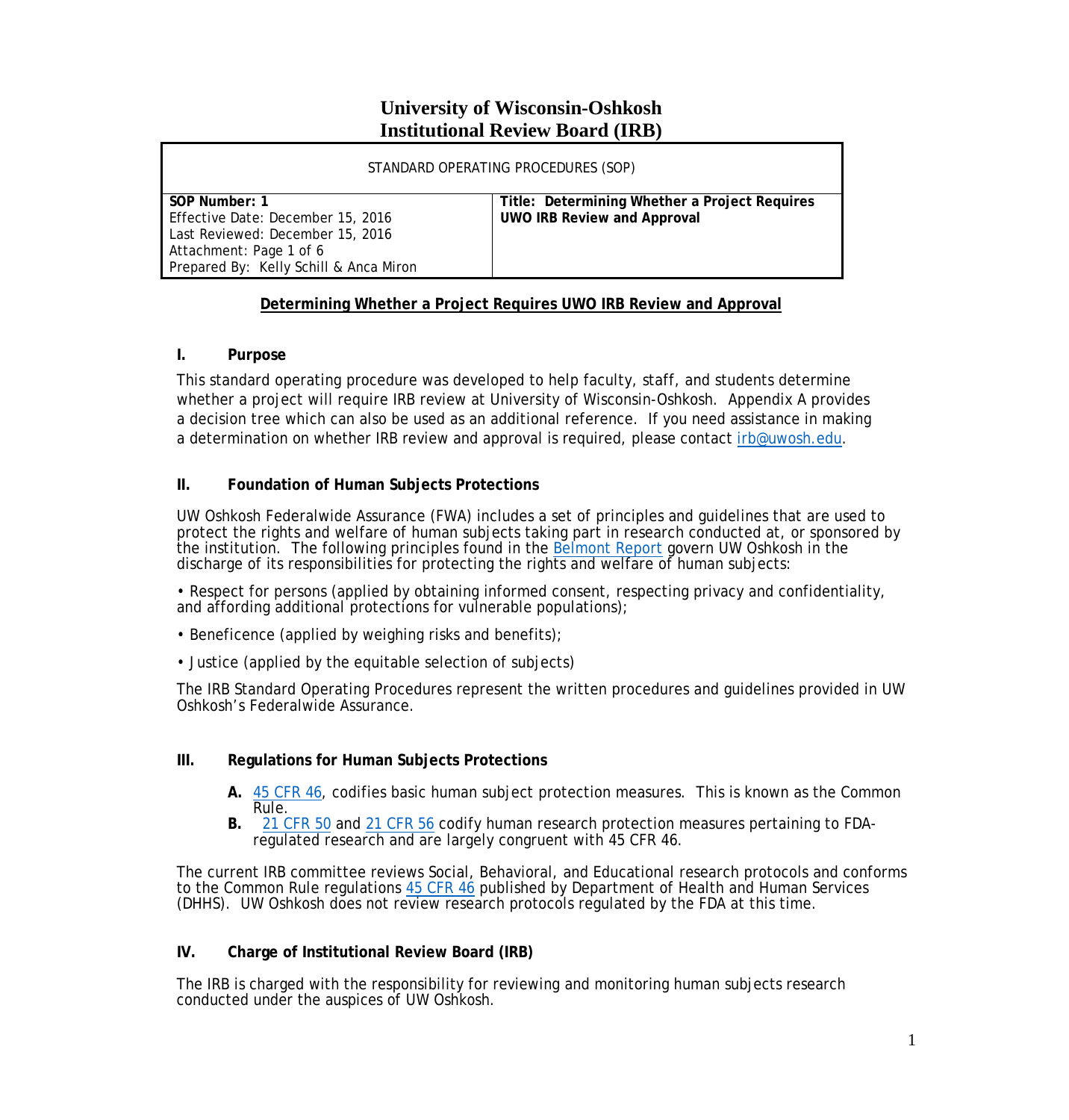# University of Wisconsin-Oshkosh
# Institutional Review Board (IRB)

| STANDARD OPERATING PROCEDURES (SOP) | |
|---|---|
| **SOP Number: 1**<br>Effective Date: December 15, 2016<br>Last Reviewed: December 15, 2016<br>Attachment: Page 1 of 6<br>Prepared By: Kelly Schill & Anca Miron | **Title: Determining Whether a Project Requires UWO IRB Review and Approval** |

**Determining Whether a Project Requires UWO IRB Review and Approval**

## I. Purpose

This standard operating procedure was developed to help faculty, staff, and students determine whether a project will require IRB review at University of Wisconsin-Oshkosh. Appendix A provides a decision tree which can also be used as an additional reference. If you need assistance in making a determination on whether IRB review and approval is required, please contact irb@uwosh.edu.

## II. Foundation of Human Subjects Protections

UW Oshkosh Federalwide Assurance (FWA) includes a set of principles and guidelines that are used to protect the rights and welfare of human subjects taking part in research conducted at, or sponsored by the institution. The following principles found in the Belmont Report govern UW Oshkosh in the discharge of its responsibilities for protecting the rights and welfare of human subjects:

• Respect for persons (applied by obtaining informed consent, respecting privacy and confidentiality, and affording additional protections for vulnerable populations);

• Beneficence (applied by weighing risks and benefits);

• Justice (applied by the equitable selection of subjects)

The IRB Standard Operating Procedures represent the written procedures and guidelines provided in UW Oshkosh's Federalwide Assurance.

## III. Regulations for Human Subjects Protections

- **A.** 45 CFR 46, codifies basic human subject protection measures. This is known as the Common Rule.
- **B.** 21 CFR 50 and 21 CFR 56 codify human research protection measures pertaining to FDA-regulated research and are largely congruent with 45 CFR 46.

The current IRB committee reviews Social, Behavioral, and Educational research protocols and conforms to the Common Rule regulations 45 CFR 46 published by Department of Health and Human Services (DHHS). UW Oshkosh does not review research protocols regulated by the FDA at this time.

## IV. Charge of Institutional Review Board (IRB)

The IRB is charged with the responsibility for reviewing and monitoring human subjects research conducted under the auspices of UW Oshkosh.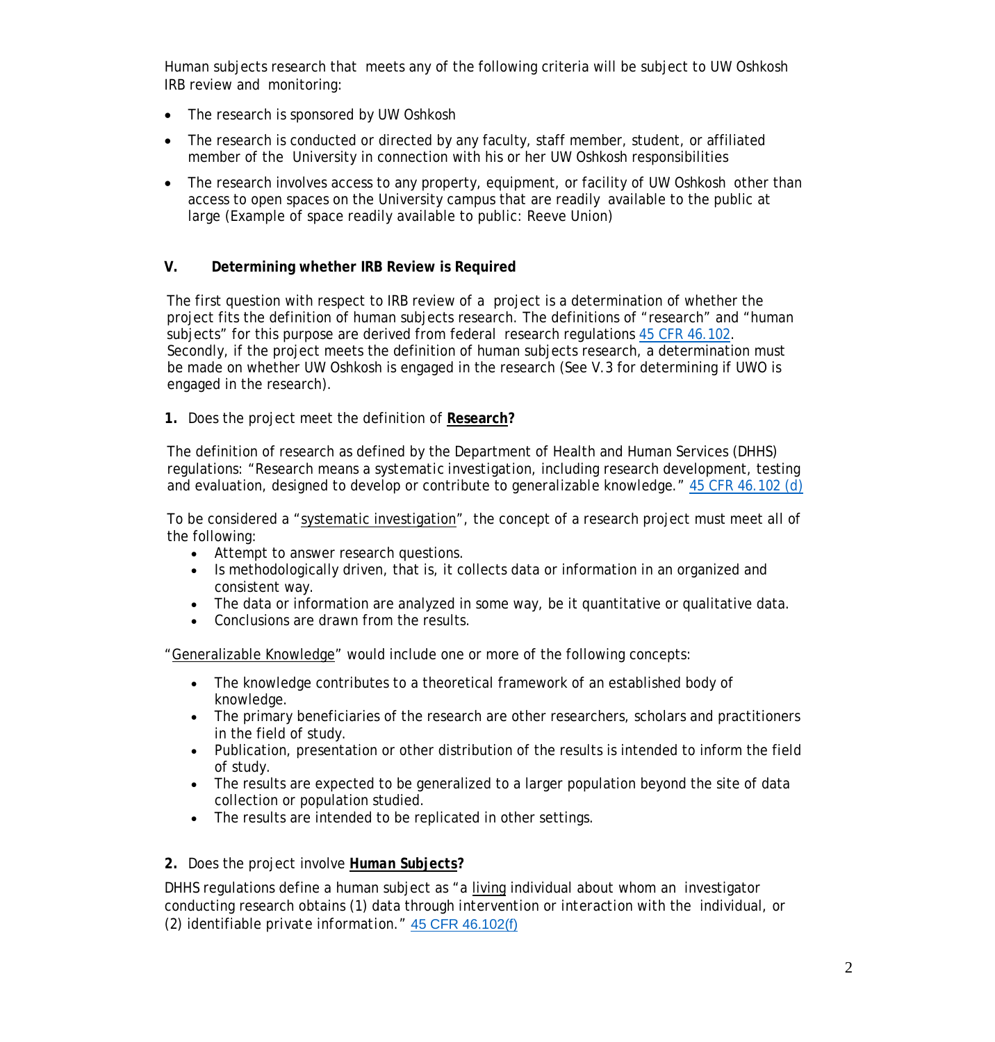Human subjects research that meets any of the following criteria will be subject to UW Oshkosh IRB review and monitoring:

- The research is sponsored by UW Oshkosh
- The research is conducted or directed by any faculty, staff member, student, or affiliated member of the University in connection with his or her UW Oshkosh responsibilities
- The research involves access to any property, equipment, or facility of UW Oshkosh other than access to open spaces on the University campus that are readily available to the public at large (Example of space readily available to public: Reeve Union)

## V. Determining whether IRB Review is Required

The first question with respect to IRB review of a project is a determination of whether the project fits the definition of human subjects research. The definitions of "research" and "human subjects" for this purpose are derived from federal research regulations [45 CFR 46.102](). Secondly, if the project meets the definition of human subjects research, a determination must be made on whether UW Oshkosh is engaged in the research (See V.3 for determining if UWO is engaged in the research).

**1.** Does the project meet the definition of **Research?**

The definition of research as defined by the Department of Health and Human Services (DHHS) regulations: "Research means a *systematic investigation*, including research development, testing and evaluation, designed to develop or contribute to *generalizable knowledge*." [45 CFR 46.102 (d)]()

To be considered a "systematic investigation", the concept of a research project must meet all of the following:

- Attempt to answer research questions.
- Is methodologically driven, that is, it collects data or information in an organized and consistent way.
- The data or information are analyzed in some way, be it quantitative or qualitative data.
- Conclusions are drawn from the results.

"Generalizable Knowledge" would include one or more of the following concepts:

- The knowledge contributes to a theoretical framework of an established body of knowledge.
- The primary beneficiaries of the research are other researchers, scholars and practitioners in the field of study.
- Publication, presentation or other distribution of the results is intended to inform the field of study.
- The results are expected to be generalized to a larger population beyond the site of data collection or population studied.
- The results are intended to be replicated in other settings.

**2.** Does the project involve ***Human Subjects*?**

DHHS regulations define a human subject as "a living individual about whom an investigator conducting research obtains (1) data through *intervention* or *interaction* with the individual, or (2) *identifiable private information*." [45 CFR 46.102(f)]()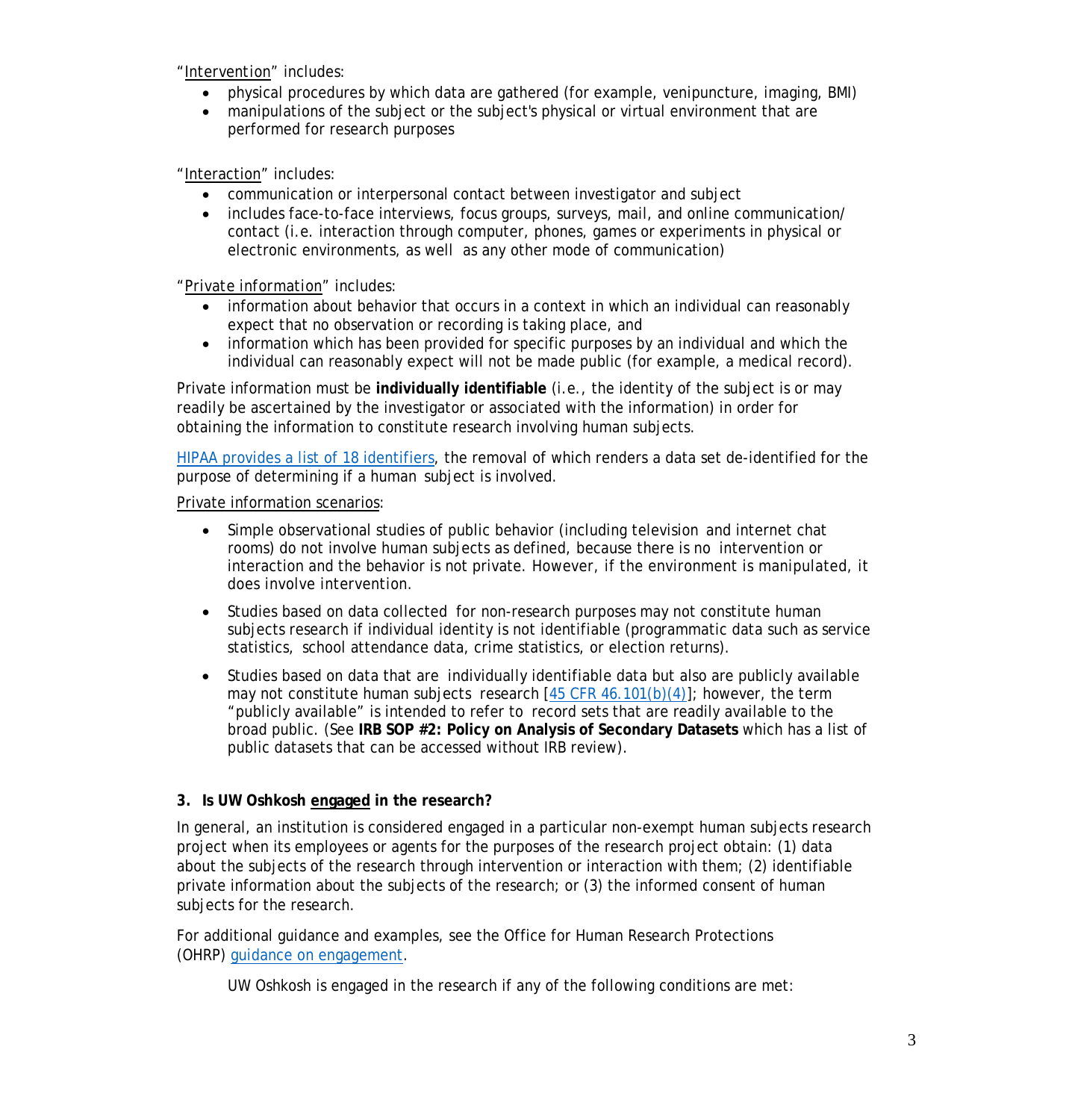"Intervention" includes:

- physical procedures by which data are gathered (for example, venipuncture, imaging, BMI)
- manipulations of the subject or the subject's physical or virtual environment that are performed for research purposes

"Interaction" includes:

- communication or interpersonal contact between investigator and subject
- includes face-to-face interviews, focus groups, surveys, mail, and online communication/contact (i.e. interaction through computer, phones, games or experiments in physical or electronic environments, as well as any other mode of communication)

"Private information" includes:

- information about behavior that occurs in a context in which an individual can reasonably expect that no observation or recording is taking place, and
- information which has been provided for specific purposes by an individual and which the individual can reasonably expect will not be made public (for example, a medical record).

Private information must be **individually identifiable** (i.e., the identity of the subject is or may readily be ascertained by the investigator or associated with the information) in order for obtaining the information to constitute research involving human subjects.

[HIPAA provides a list of 18 identifiers](), the removal of which renders a data set de-identified for the purpose of determining if a human subject is involved.

Private information scenarios:

- Simple observational studies of public behavior (including television and internet chat rooms) do not involve human subjects as defined, because there is no intervention or interaction and the behavior is not private. However, if the environment is manipulated, it does involve intervention.
- Studies based on data collected for non-research purposes may not constitute human subjects research if individual identity is not identifiable (programmatic data such as service statistics, school attendance data, crime statistics, or election returns).
- Studies based on data that are individually identifiable data but also are publicly available may not constitute human subjects research [45 CFR 46.101(b)(4)]; however, the term "publicly available" is intended to refer to record sets that are readily available to the broad public. (See **IRB SOP #2: Policy on Analysis of Secondary Datasets** which has a list of public datasets that can be accessed without IRB review).

**3. Is UW Oshkosh engaged in the research?**

In general, an institution is considered engaged in a particular non-exempt human subjects research project when its employees or agents for the purposes of the research project obtain: (1) data about the subjects of the research through intervention or interaction with them; (2) identifiable private information about the subjects of the research; or (3) the informed consent of human subjects for the research.

For additional guidance and examples, see the Office for Human Research Protections (OHRP) guidance on engagement.

UW Oshkosh is engaged in the research if any of the following conditions are met: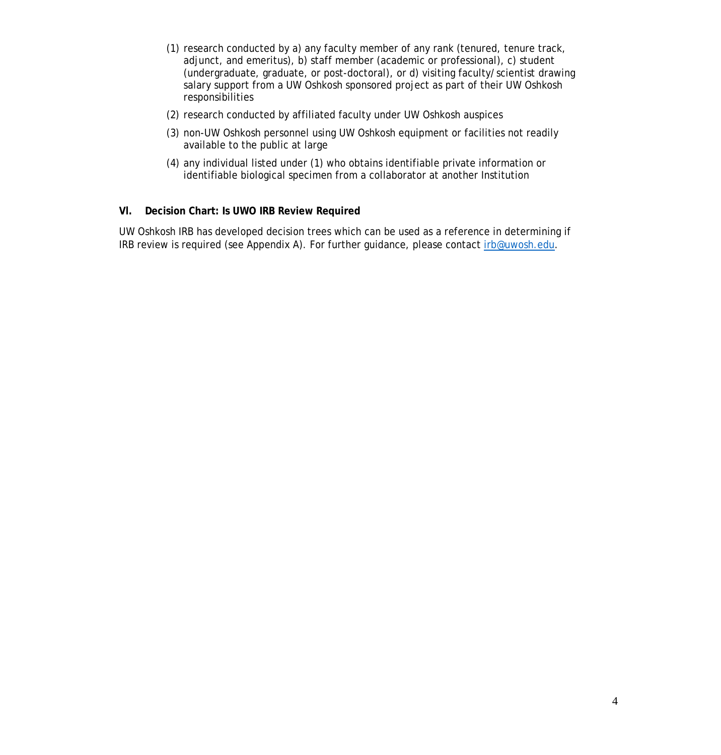(1) research conducted by a) any faculty member of any rank (tenured, tenure track, adjunct, and emeritus), b) staff member (academic or professional), c) student (undergraduate, graduate, or post-doctoral), or d) visiting faculty/scientist drawing salary support from a UW Oshkosh sponsored project as part of their UW Oshkosh responsibilities

(2) research conducted by affiliated faculty under UW Oshkosh auspices

(3) non-UW Oshkosh personnel using UW Oshkosh equipment or facilities not readily available to the public at large

(4) any individual listed under (1) who obtains identifiable private information or identifiable biological specimen from a collaborator at another Institution

## VI. Decision Chart: Is UWO IRB Review Required

UW Oshkosh IRB has developed decision trees which can be used as a reference in determining if IRB review is required (see Appendix A). For further guidance, please contact [irb@uwosh.edu](mailto:irb@uwosh.edu).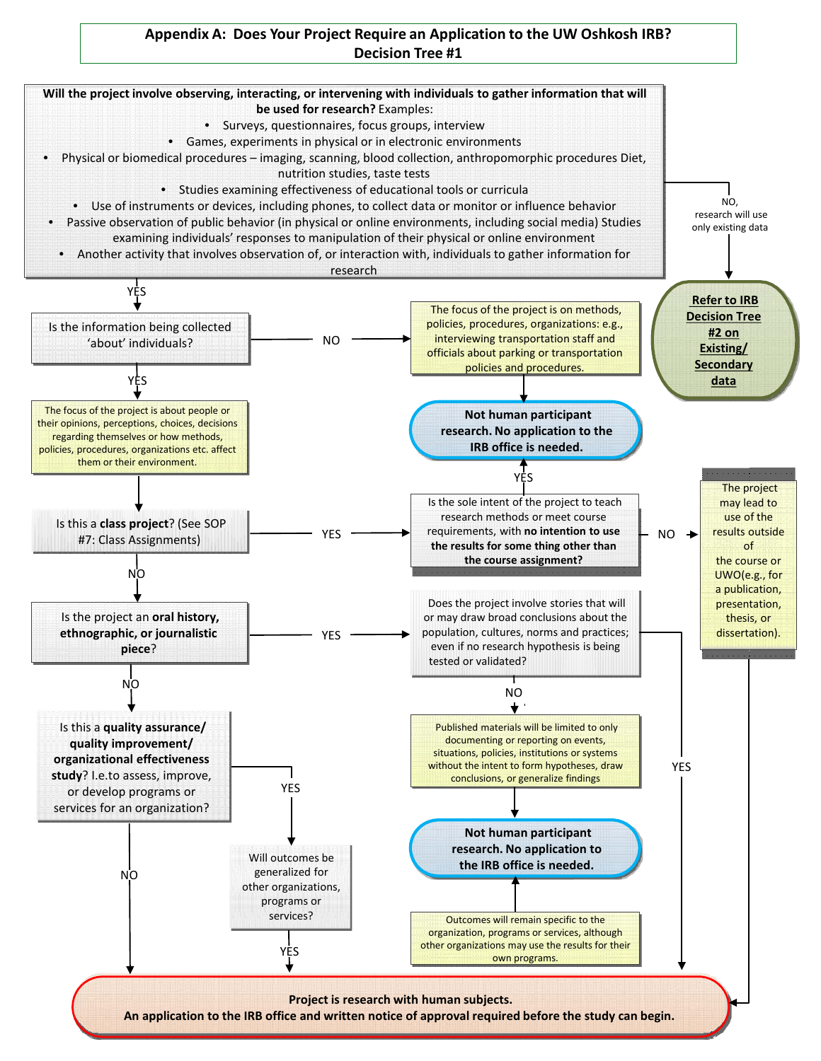# Appendix A: Does Your Project Require an Application to the UW Oshkosh IRB? Decision Tree #1

**Will the project involve observing, interacting, or intervening with individuals to gather information that will be used for research?** Examples:

- Surveys, questionnaires, focus groups, interview
- Games, experiments in physical or in electronic environments
- Physical or biomedical procedures – imaging, scanning, blood collection, anthropomorphic procedures Diet, nutrition studies, taste tests
- Studies examining effectiveness of educational tools or curricula
- Use of instruments or devices, including phones, to collect data or monitor or influence behavior
- Passive observation of public behavior (in physical or online environments, including social media) Studies examining individuals' responses to manipulation of their physical or online environment
- Another activity that involves observation of, or interaction with, individuals to gather information for research

NO, research will use only existing data → **Refer to IRB Decision Tree #2 on Existing/ Secondary data**

YES ↓

**Is the information being collected 'about' individuals?**

- NO → The focus of the project is on methods, policies, procedures, organizations: e.g., interviewing transportation staff and officials about parking or transportation policies and procedures. → **Not human participant research. No application to the IRB office is needed.**
- YES → The focus of the project is about people or their opinions, perceptions, choices, decisions regarding themselves or how methods, policies, procedures, organizations etc. affect them or their environment.

Is this a **class project**? (See SOP #7: Class Assignments)

- YES → Is the sole intent of the project to teach research methods or meet course requirements, with **no intention to use the results for some thing other than the course assignment?**
  - YES → **Not human participant research. No application to the IRB office is needed.**
  - NO → The project may lead to use of the results outside of the course or UWO(e.g., for a publication, presentation, thesis, or dissertation). → **Project is research with human subjects.**
- NO ↓

Is the project an **oral history, ethnographic, or journalistic piece**?

- YES → Does the project involve stories that will or may draw broad conclusions about the population, cultures, norms and practices; even if no research hypothesis is being tested or validated?
  - YES → **Project is research with human subjects.**
  - NO → Published materials will be limited to only documenting or reporting on events, situations, policies, institutions or systems without the intent to form hypotheses, draw conclusions, or generalize findings → **Not human participant research. No application to the IRB office is needed.**
- NO ↓

Is this a **quality assurance/ quality improvement/ organizational effectiveness study**? I.e.to assess, improve, or develop programs or services for an organization?

- YES → Will outcomes be generalized for other organizations, programs or services?
  - YES → **Project is research with human subjects.**
  - Outcomes will remain specific to the organization, programs or services, although other organizations may use the results for their own programs. → **Not human participant research. No application to the IRB office is needed.**
- NO → **Project is research with human subjects.**

**Project is research with human subjects. An application to the IRB office and written notice of approval required before the study can begin.**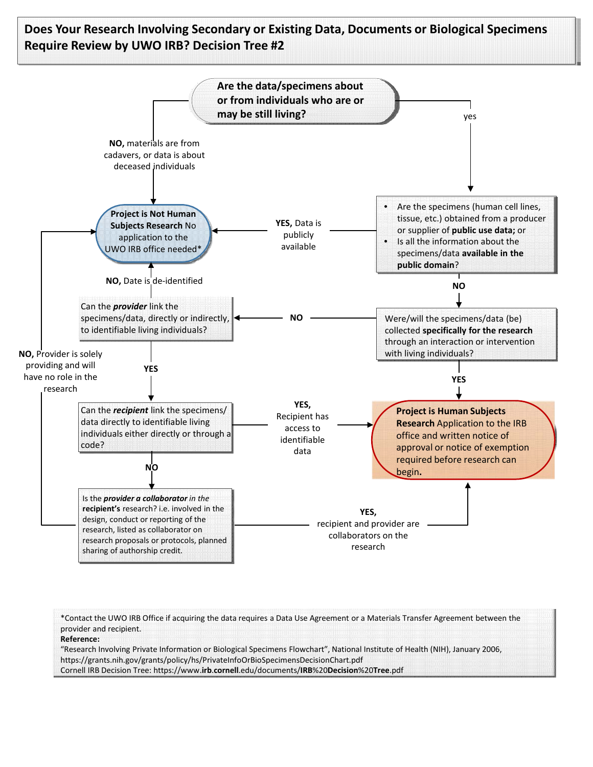# Does Your Research Involving Secondary or Existing Data, Documents or Biological Specimens Require Review by UWO IRB? Decision Tree #2

**Are the data/specimens about or from individuals who are or may be still living?**

yes

- Are the specimens (human cell lines, tissue, etc.) obtained from a producer or supplier of **public use data;** or
- Is all the information about the specimens/data **available in the public domain**?

**NO,** materials are from cadavers, or data is about deceased individuals

**Project is Not Human Subjects Research** No application to the UWO IRB office needed*

**YES,** Data is publicly available

**NO**

Were/will the specimens/data (be) collected **specifically for the research** through an interaction or intervention with living individuals?

**NO,** Date is de-identified

Can the ***provider*** link the specimens/data, directly or indirectly, to identifiable living individuals?

**NO**

**NO,** Provider is solely providing and will have no role in the research

**YES**

**YES**

Can the ***recipient*** link the specimens/ data directly to identifiable living individuals either directly or through a code?

**YES,** Recipient has access to identifiable data

**Project is Human Subjects Research** Application to the IRB office and written notice of approval or notice of exemption required before research can begin**.**

**NO**

Is the ***provider a collaborator*** *in the* **recipient's** research? i.e. involved in the design, conduct or reporting of the research, listed as collaborator on research proposals or protocols, planned sharing of authorship credit.

**YES,** recipient and provider are collaborators on the research

*Contact the UWO IRB Office if acquiring the data requires a Data Use Agreement or a Materials Transfer Agreement between the provider and recipient.

**Reference:**

"Research Involving Private Information or Biological Specimens Flowchart", National Institute of Health (NIH), January 2006, https://grants.nih.gov/grants/policy/hs/PrivateInfoOrBioSpecimensDecisionChart.pdf

Cornell IRB Decision Tree: https://www.**irb**.**cornell**.edu/documents/**IRB**%20**Decision**%20**Tree**.pdf